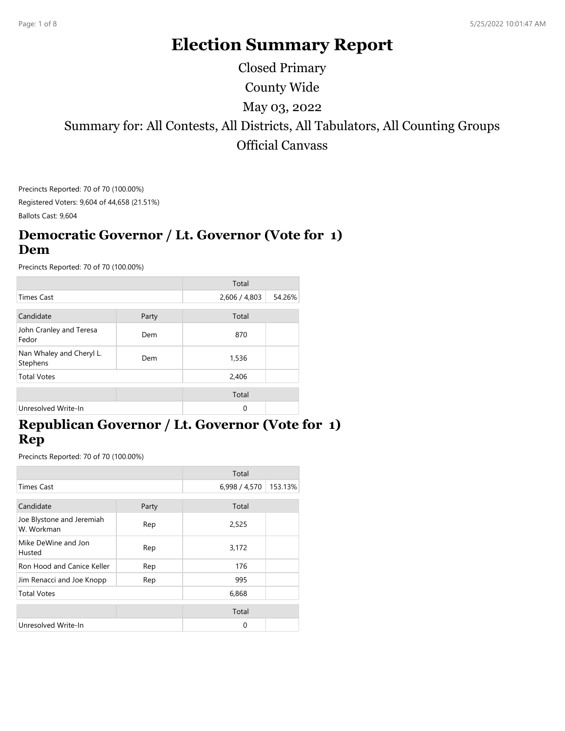# Election Summary Report

Closed Primary

County Wide

May 03, 2022

Summary for: All Contests, All Districts, All Tabulators, All Counting Groups

Official Canvass

Precincts Reported: 70 of 70 (100.00%)

Registered Voters: 9,604 of 44,658 (21.51%)

Ballots Cast: 9,604

## Democratic Governor / Lt. Governor (Vote for 1) Dem

Precincts Reported: 70 of 70 (100.00%)

| | | Total | |
|---|---|---|---|
| Times Cast | | 2,606 / 4,803 | 54.26% |

| Candidate | Party | Total | |
|---|---|---|---|
| John Cranley and Teresa Fedor | Dem | 870 | |
| Nan Whaley and Cheryl L. Stephens | Dem | 1,536 | |
| Total Votes | | 2,406 | |

| | | Total | |
|---|---|---|---|
| Unresolved Write-In | | 0 | |

## Republican Governor / Lt. Governor (Vote for 1) Rep

Precincts Reported: 70 of 70 (100.00%)

| | | Total | |
|---|---|---|---|
| Times Cast | | 6,998 / 4,570 | 153.13% |

| Candidate | Party | Total | |
|---|---|---|---|
| Joe Blystone and Jeremiah W. Workman | Rep | 2,525 | |
| Mike DeWine and Jon Husted | Rep | 3,172 | |
| Ron Hood and Canice Keller | Rep | 176 | |
| Jim Renacci and Joe Knopp | Rep | 995 | |
| Total Votes | | 6,868 | |

| | | Total | |
|---|---|---|---|
| Unresolved Write-In | | 0 | |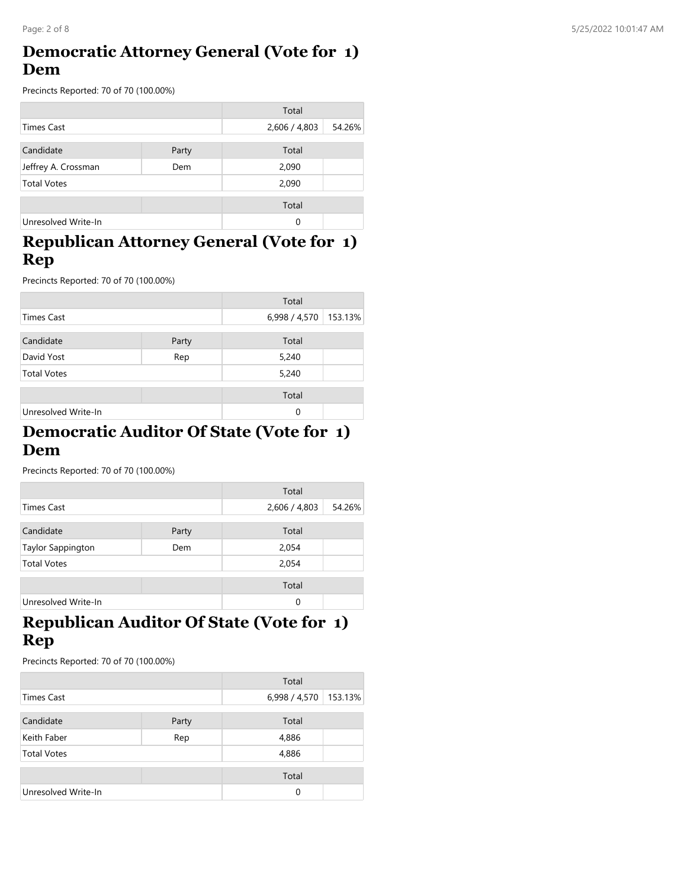## Democratic Attorney General (Vote for 1) Dem

Precincts Reported: 70 of 70 (100.00%)

| | | Total | |
|---|---|---|---|
| Times Cast | | 2,606 / 4,803 | 54.26% |

| Candidate | Party | Total | |
|---|---|---|---|
| Jeffrey A. Crossman | Dem | 2,090 | |
| Total Votes | | 2,090 | |

| | | Total | |
|---|---|---|---|
| Unresolved Write-In | | 0 | |

## Republican Attorney General (Vote for 1) Rep

Precincts Reported: 70 of 70 (100.00%)

| | | Total | |
|---|---|---|---|
| Times Cast | | 6,998 / 4,570 | 153.13% |

| Candidate | Party | Total | |
|---|---|---|---|
| David Yost | Rep | 5,240 | |
| Total Votes | | 5,240 | |

| | | Total | |
|---|---|---|---|
| Unresolved Write-In | | 0 | |

## Democratic Auditor Of State (Vote for 1) Dem

Precincts Reported: 70 of 70 (100.00%)

| | | Total | |
|---|---|---|---|
| Times Cast | | 2,606 / 4,803 | 54.26% |

| Candidate | Party | Total | |
|---|---|---|---|
| Taylor Sappington | Dem | 2,054 | |
| Total Votes | | 2,054 | |

| | | Total | |
|---|---|---|---|
| Unresolved Write-In | | 0 | |

## Republican Auditor Of State (Vote for 1) Rep

Precincts Reported: 70 of 70 (100.00%)

| | | Total | |
|---|---|---|---|
| Times Cast | | 6,998 / 4,570 | 153.13% |

| Candidate | Party | Total | |
|---|---|---|---|
| Keith Faber | Rep | 4,886 | |
| Total Votes | | 4,886 | |

| | | Total | |
|---|---|---|---|
| Unresolved Write-In | | 0 | |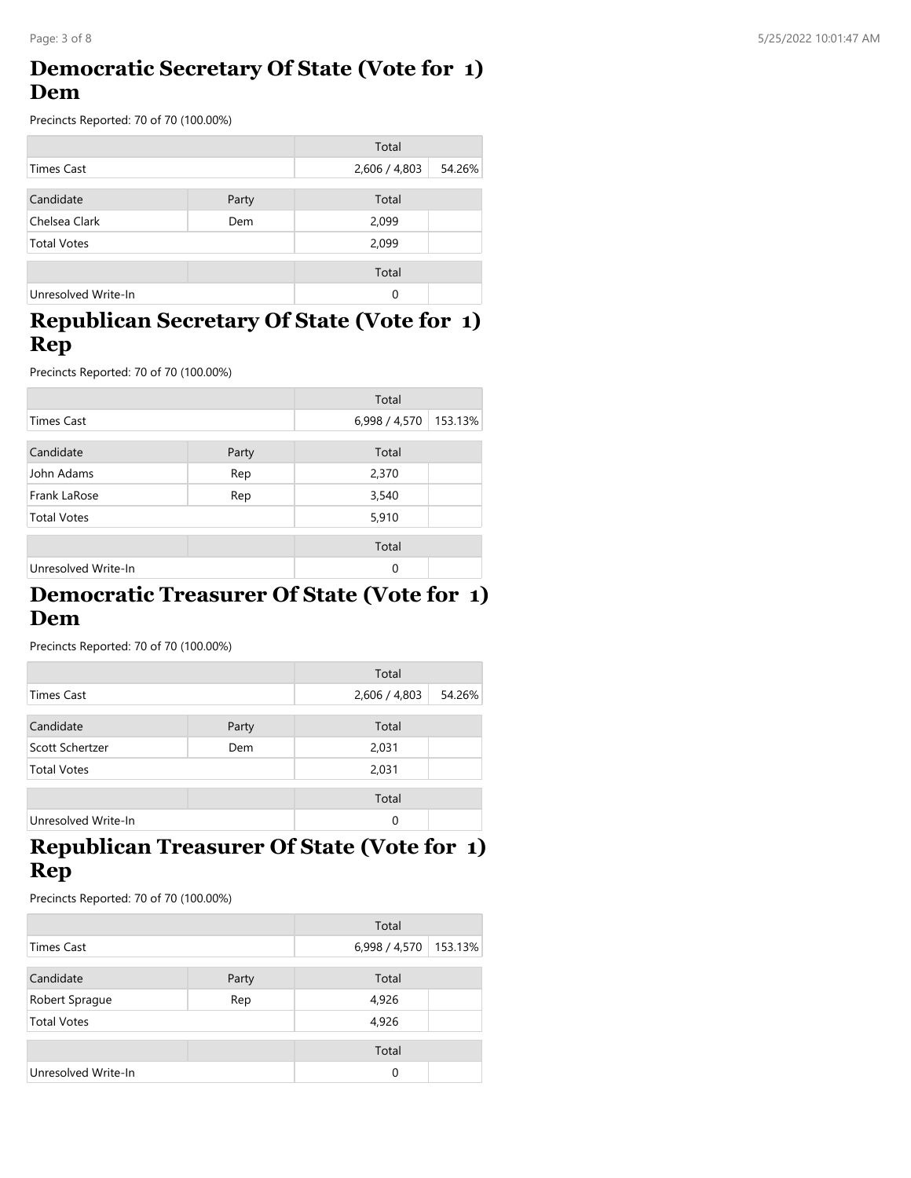## Democratic Secretary Of State (Vote for 1) Dem

Precincts Reported: 70 of 70 (100.00%)

| | | Total | |
|---|---|---|---|
| Times Cast | | 2,606 / 4,803 | 54.26% |

| Candidate | Party | Total | |
|---|---|---|---|
| Chelsea Clark | Dem | 2,099 | |
| Total Votes | | 2,099 | |

| | | Total | |
|---|---|---|---|
| Unresolved Write-In | | 0 | |

## Republican Secretary Of State (Vote for 1) Rep

Precincts Reported: 70 of 70 (100.00%)

| | | Total | |
|---|---|---|---|
| Times Cast | | 6,998 / 4,570 | 153.13% |

| Candidate | Party | Total | |
|---|---|---|---|
| John Adams | Rep | 2,370 | |
| Frank LaRose | Rep | 3,540 | |
| Total Votes | | 5,910 | |

| | | Total | |
|---|---|---|---|
| Unresolved Write-In | | 0 | |

## Democratic Treasurer Of State (Vote for 1) Dem

Precincts Reported: 70 of 70 (100.00%)

| | | Total | |
|---|---|---|---|
| Times Cast | | 2,606 / 4,803 | 54.26% |

| Candidate | Party | Total | |
|---|---|---|---|
| Scott Schertzer | Dem | 2,031 | |
| Total Votes | | 2,031 | |

| | | Total | |
|---|---|---|---|
| Unresolved Write-In | | 0 | |

## Republican Treasurer Of State (Vote for 1) Rep

Precincts Reported: 70 of 70 (100.00%)

| | | Total | |
|---|---|---|---|
| Times Cast | | 6,998 / 4,570 | 153.13% |

| Candidate | Party | Total | |
|---|---|---|---|
| Robert Sprague | Rep | 4,926 | |
| Total Votes | | 4,926 | |

| | | Total | |
|---|---|---|---|
| Unresolved Write-In | | 0 | |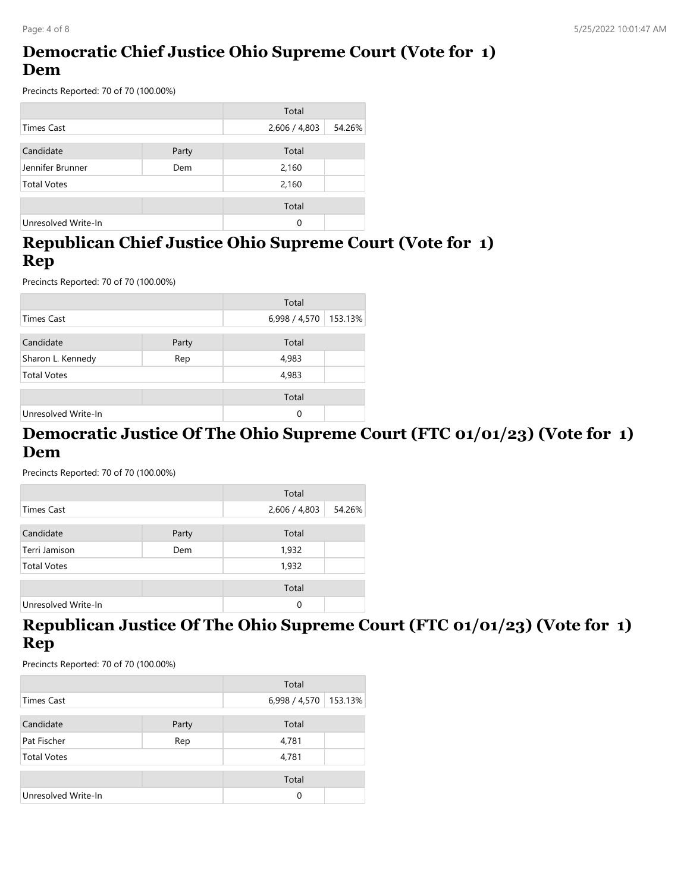## Democratic Chief Justice Ohio Supreme Court (Vote for 1) Dem

Precincts Reported: 70 of 70 (100.00%)

| | | Total | |
|---|---|---|---|
| Times Cast | | 2,606 / 4,803 | 54.26% |

| Candidate | Party | Total | |
|---|---|---|---|
| Jennifer Brunner | Dem | 2,160 | |
| Total Votes | | 2,160 | |

| | | Total | |
|---|---|---|---|
| Unresolved Write-In | | 0 | |

## Republican Chief Justice Ohio Supreme Court (Vote for 1) Rep

Precincts Reported: 70 of 70 (100.00%)

| | | Total | |
|---|---|---|---|
| Times Cast | | 6,998 / 4,570 | 153.13% |

| Candidate | Party | Total | |
|---|---|---|---|
| Sharon L. Kennedy | Rep | 4,983 | |
| Total Votes | | 4,983 | |

| | | Total | |
|---|---|---|---|
| Unresolved Write-In | | 0 | |

## Democratic Justice Of The Ohio Supreme Court (FTC 01/01/23) (Vote for 1) Dem

Precincts Reported: 70 of 70 (100.00%)

| | | Total | |
|---|---|---|---|
| Times Cast | | 2,606 / 4,803 | 54.26% |

| Candidate | Party | Total | |
|---|---|---|---|
| Terri Jamison | Dem | 1,932 | |
| Total Votes | | 1,932 | |

| | | Total | |
|---|---|---|---|
| Unresolved Write-In | | 0 | |

## Republican Justice Of The Ohio Supreme Court (FTC 01/01/23) (Vote for 1) Rep

Precincts Reported: 70 of 70 (100.00%)

| | | Total | |
|---|---|---|---|
| Times Cast | | 6,998 / 4,570 | 153.13% |

| Candidate | Party | Total | |
|---|---|---|---|
| Pat Fischer | Rep | 4,781 | |
| Total Votes | | 4,781 | |

| | | Total | |
|---|---|---|---|
| Unresolved Write-In | | 0 | |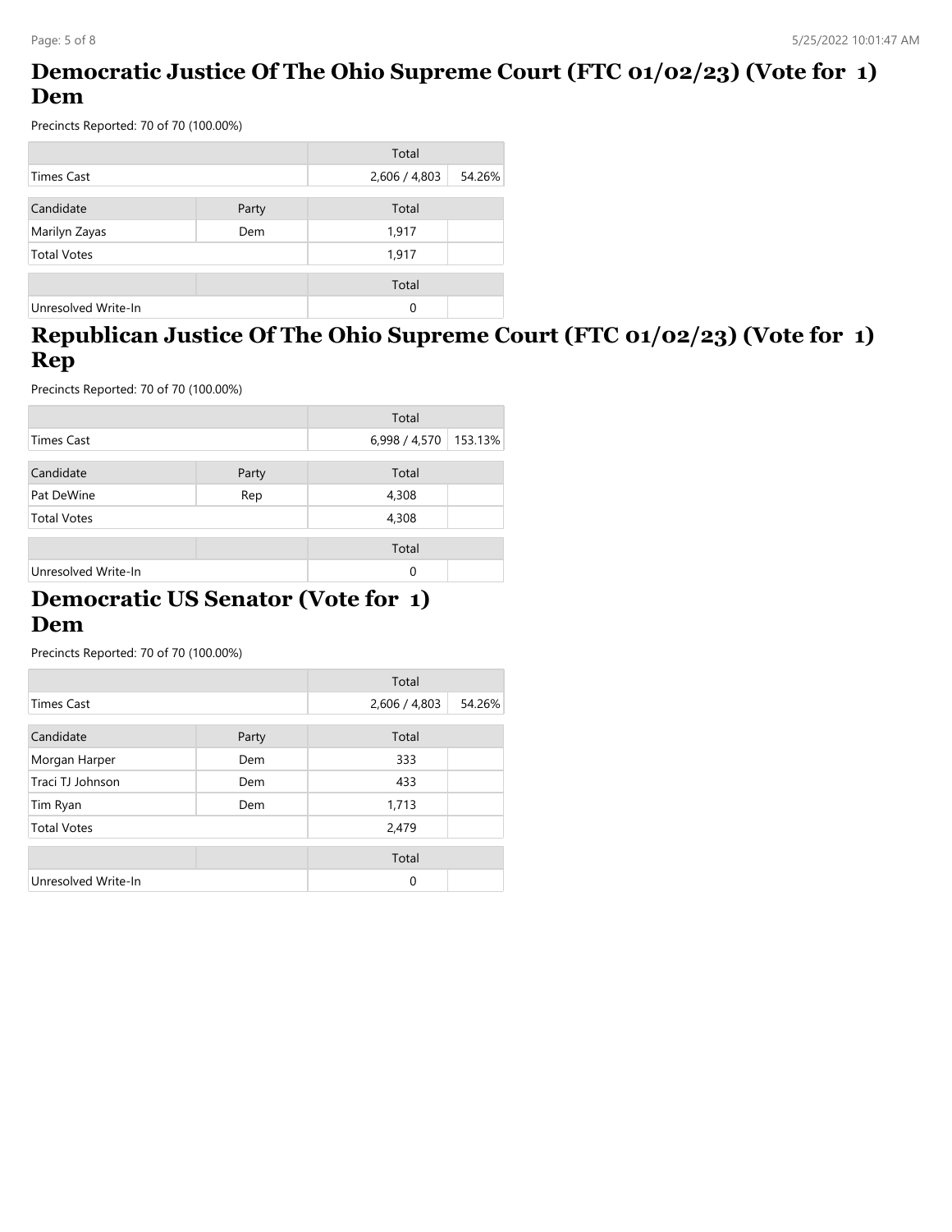## Democratic Justice Of The Ohio Supreme Court (FTC 01/02/23) (Vote for 1) Dem

Precincts Reported: 70 of 70 (100.00%)

| | | Total | |
|---|---|---|---|
| Times Cast | | 2,606 / 4,803 | 54.26% |

| Candidate | Party | Total | |
|---|---|---|---|
| Marilyn Zayas | Dem | 1,917 | |
| Total Votes | | 1,917 | |

| | | Total | |
|---|---|---|---|
| Unresolved Write-In | | 0 | |

## Republican Justice Of The Ohio Supreme Court (FTC 01/02/23) (Vote for 1) Rep

Precincts Reported: 70 of 70 (100.00%)

| | | Total | |
|---|---|---|---|
| Times Cast | | 6,998 / 4,570 | 153.13% |

| Candidate | Party | Total | |
|---|---|---|---|
| Pat DeWine | Rep | 4,308 | |
| Total Votes | | 4,308 | |

| | | Total | |
|---|---|---|---|
| Unresolved Write-In | | 0 | |

## Democratic US Senator (Vote for 1) Dem

Precincts Reported: 70 of 70 (100.00%)

| | | Total | |
|---|---|---|---|
| Times Cast | | 2,606 / 4,803 | 54.26% |

| Candidate | Party | Total | |
|---|---|---|---|
| Morgan Harper | Dem | 333 | |
| Traci TJ Johnson | Dem | 433 | |
| Tim Ryan | Dem | 1,713 | |
| Total Votes | | 2,479 | |

| | | Total | |
|---|---|---|---|
| Unresolved Write-In | | 0 | |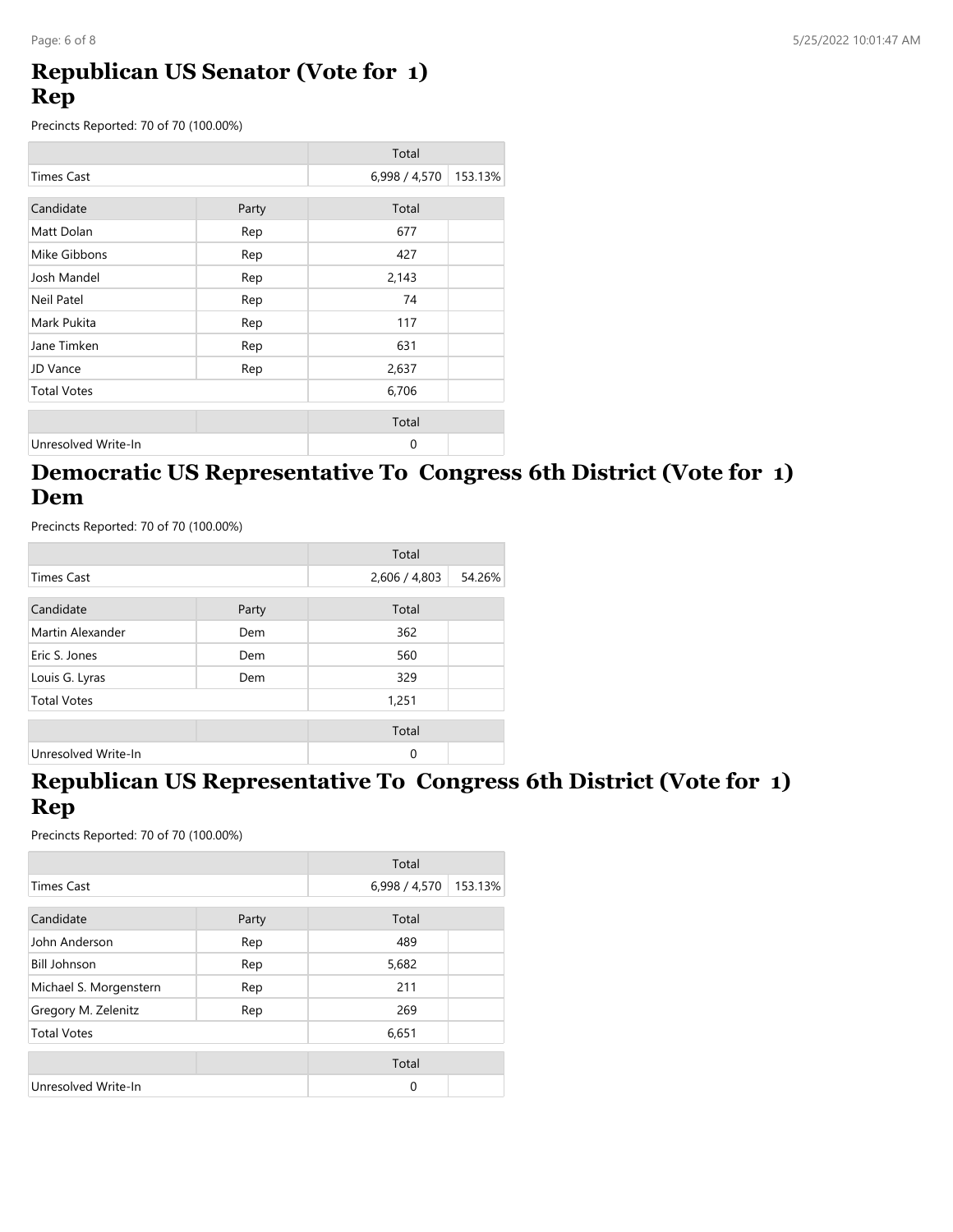## Republican US Senator (Vote for 1) Rep

Precincts Reported: 70 of 70 (100.00%)

| | | Total | |
|---|---|---|---|
| Times Cast | | 6,998 / 4,570 | 153.13% |

| Candidate | Party | Total | |
|---|---|---|---|
| Matt Dolan | Rep | 677 | |
| Mike Gibbons | Rep | 427 | |
| Josh Mandel | Rep | 2,143 | |
| Neil Patel | Rep | 74 | |
| Mark Pukita | Rep | 117 | |
| Jane Timken | Rep | 631 | |
| JD Vance | Rep | 2,637 | |
| Total Votes | | 6,706 | |

| | | Total | |
|---|---|---|---|
| Unresolved Write-In | | 0 | |

## Democratic US Representative To Congress 6th District (Vote for 1) Dem

Precincts Reported: 70 of 70 (100.00%)

| | | Total | |
|---|---|---|---|
| Times Cast | | 2,606 / 4,803 | 54.26% |

| Candidate | Party | Total | |
|---|---|---|---|
| Martin Alexander | Dem | 362 | |
| Eric S. Jones | Dem | 560 | |
| Louis G. Lyras | Dem | 329 | |
| Total Votes | | 1,251 | |

| | | Total | |
|---|---|---|---|
| Unresolved Write-In | | 0 | |

## Republican US Representative To Congress 6th District (Vote for 1) Rep

Precincts Reported: 70 of 70 (100.00%)

| | | Total | |
|---|---|---|---|
| Times Cast | | 6,998 / 4,570 | 153.13% |

| Candidate | Party | Total | |
|---|---|---|---|
| John Anderson | Rep | 489 | |
| Bill Johnson | Rep | 5,682 | |
| Michael S. Morgenstern | Rep | 211 | |
| Gregory M. Zelenitz | Rep | 269 | |
| Total Votes | | 6,651 | |

| | | Total | |
|---|---|---|---|
| Unresolved Write-In | | 0 | |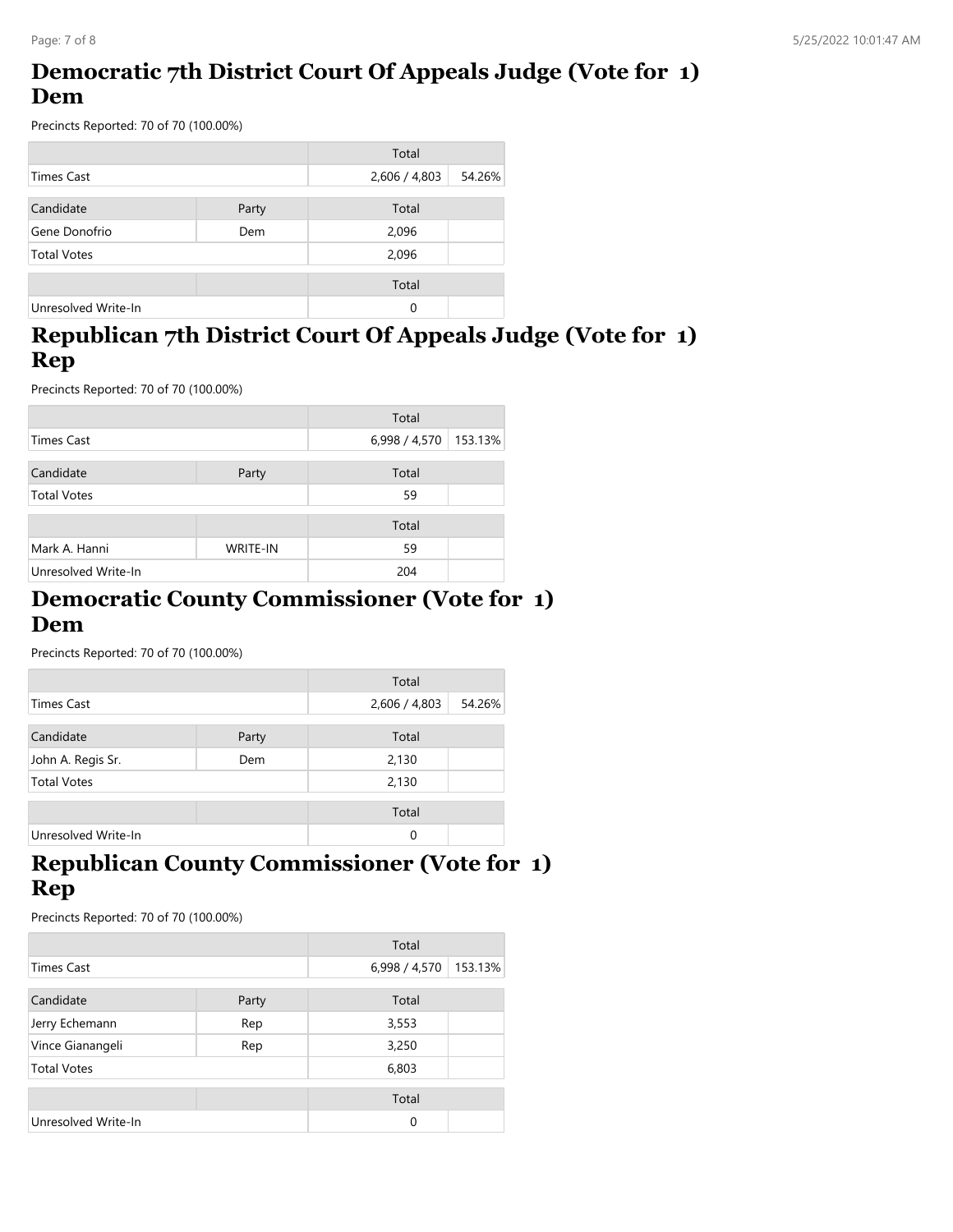## Democratic 7th District Court Of Appeals Judge (Vote for 1) Dem

Precincts Reported: 70 of 70 (100.00%)

| | | Total | |
|---|---|---|---|
| Times Cast | | 2,606 / 4,803 | 54.26% |

| Candidate | Party | Total | |
|---|---|---|---|
| Gene Donofrio | Dem | 2,096 | |
| Total Votes | | 2,096 | |

| | | Total | |
|---|---|---|---|
| Unresolved Write-In | | 0 | |

## Republican 7th District Court Of Appeals Judge (Vote for 1) Rep

Precincts Reported: 70 of 70 (100.00%)

| | | Total | |
|---|---|---|---|
| Times Cast | | 6,998 / 4,570 | 153.13% |

| Candidate | Party | Total | |
|---|---|---|---|
| Total Votes | | 59 | |

| | | Total | |
|---|---|---|---|
| Mark A. Hanni | WRITE-IN | 59 | |
| Unresolved Write-In | | 204 | |

## Democratic County Commissioner (Vote for 1) Dem

Precincts Reported: 70 of 70 (100.00%)

| | | Total | |
|---|---|---|---|
| Times Cast | | 2,606 / 4,803 | 54.26% |

| Candidate | Party | Total | |
|---|---|---|---|
| John A. Regis Sr. | Dem | 2,130 | |
| Total Votes | | 2,130 | |

| | | Total | |
|---|---|---|---|
| Unresolved Write-In | | 0 | |

## Republican County Commissioner (Vote for 1) Rep

Precincts Reported: 70 of 70 (100.00%)

| | | Total | |
|---|---|---|---|
| Times Cast | | 6,998 / 4,570 | 153.13% |

| Candidate | Party | Total | |
|---|---|---|---|
| Jerry Echemann | Rep | 3,553 | |
| Vince Gianangeli | Rep | 3,250 | |
| Total Votes | | 6,803 | |

| | | Total | |
|---|---|---|---|
| Unresolved Write-In | | 0 | |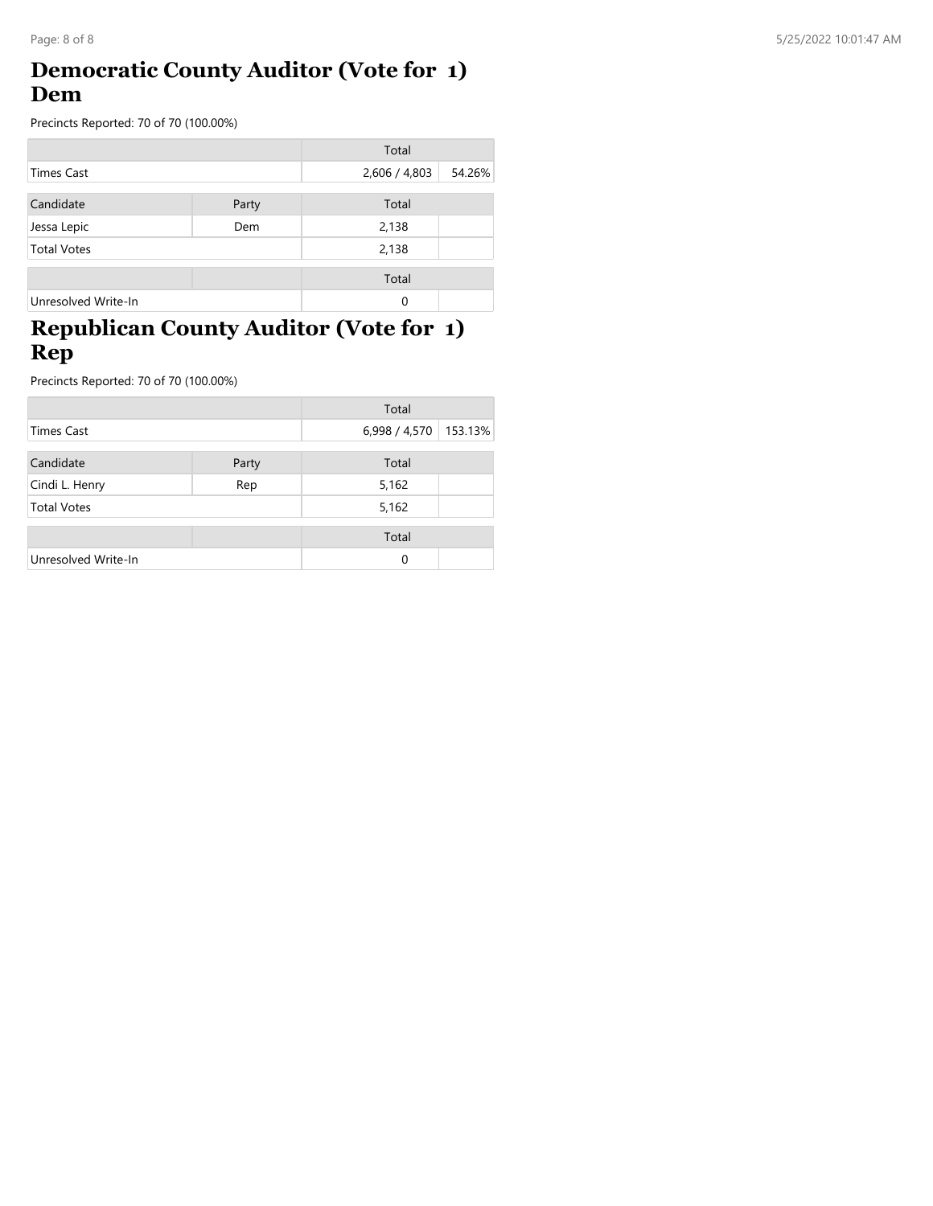## Democratic County Auditor (Vote for 1) Dem

Precincts Reported: 70 of 70 (100.00%)

| | Total | |
|---|---|---|
| Times Cast | 2,606 / 4,803 | 54.26% |

| Candidate | Party | Total |
|---|---|---|
| Jessa Lepic | Dem | 2,138 |
| Total Votes | | 2,138 |

| | | Total |
|---|---|---|
| Unresolved Write-In | | 0 |

## Republican County Auditor (Vote for 1) Rep

Precincts Reported: 70 of 70 (100.00%)

| | Total | |
|---|---|---|
| Times Cast | 6,998 / 4,570 | 153.13% |

| Candidate | Party | Total |
|---|---|---|
| Cindi L. Henry | Rep | 5,162 |
| Total Votes | | 5,162 |

| | | Total |
|---|---|---|
| Unresolved Write-In | | 0 |